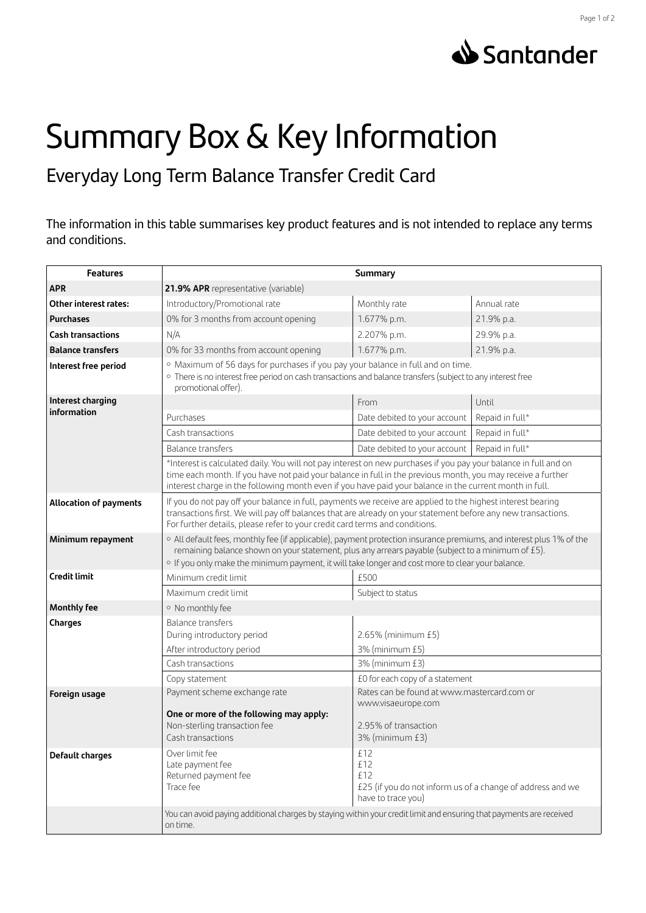Santander

# Summary Box & Key Information

## Everyday Long Term Balance Transfer Credit Card

The information in this table summarises key product features and is not intended to replace any terms and conditions.

| Features | Summary | | |
|---|---|---|---|
| **APR** | **21.9% APR** representative (variable) | | |
| **Other interest rates:** | Introductory/Promotional rate | Monthly rate | Annual rate |
| **Purchases** | 0% for 3 months from account opening | 1.677% p.m. | 21.9% p.a. |
| **Cash transactions** | N/A | 2.207% p.m. | 29.9% p.a. |
| **Balance transfers** | 0% for 33 months from account opening | 1.677% p.m. | 21.9% p.a. |
| **Interest free period** | ◦ Maximum of 56 days for purchases if you pay your balance in full and on time.<br>◦ There is no interest free period on cash transactions and balance transfers (subject to any interest free promotional offer). | | |
| **Interest charging information** | | From | Until |
| | Purchases | Date debited to your account | Repaid in full* |
| | Cash transactions | Date debited to your account | Repaid in full* |
| | Balance transfers | Date debited to your account | Repaid in full* |
| | *Interest is calculated daily. You will not pay interest on new purchases if you pay your balance in full and on time each month. If you have not paid your balance in full in the previous month, you may receive a further interest charge in the following month even if you have paid your balance in the current month in full. | | |
| **Allocation of payments** | If you do not pay off your balance in full, payments we receive are applied to the highest interest bearing transactions first. We will pay off balances that are already on your statement before any new transactions. For further details, please refer to your credit card terms and conditions. | | |
| **Minimum repayment** | ◦ All default fees, monthly fee (if applicable), payment protection insurance premiums, and interest plus 1% of the remaining balance shown on your statement, plus any arrears payable (subject to a minimum of £5).<br>◦ If you only make the minimum payment, it will take longer and cost more to clear your balance. | | |
| **Credit limit** | Minimum credit limit | £500 | |
| | Maximum credit limit | Subject to status | |
| **Monthly fee** | ◦ No monthly fee | | |
| **Charges** | Balance transfers<br>During introductory period | 2.65% (minimum £5) | |
| | After introductory period | 3% (minimum £5) | |
| | Cash transactions | 3% (minimum £3) | |
| | Copy statement | £0 for each copy of a statement | |
| **Foreign usage** | Payment scheme exchange rate<br><br>**One or more of the following may apply:**<br>Non-sterling transaction fee<br>Cash transactions | Rates can be found at www.mastercard.com or www.visaeurope.com<br><br>2.95% of transaction<br>3% (minimum £3) | |
| **Default charges** | Over limit fee<br>Late payment fee<br>Returned payment fee<br>Trace fee | £12<br>£12<br>£12<br>£25 (if you do not inform us of a change of address and we have to trace you) | |
| | You can avoid paying additional charges by staying within your credit limit and ensuring that payments are received on time. | | |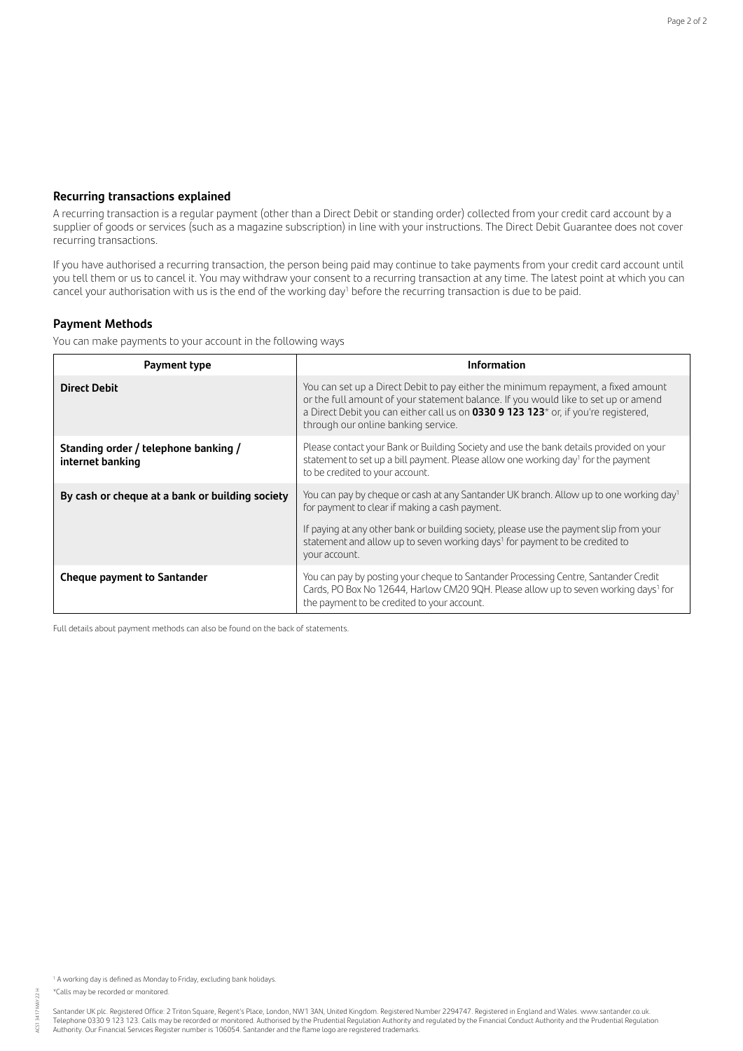## Recurring transactions explained

A recurring transaction is a regular payment (other than a Direct Debit or standing order) collected from your credit card account by a supplier of goods or services (such as a magazine subscription) in line with your instructions. The Direct Debit Guarantee does not cover recurring transactions.

If you have authorised a recurring transaction, the person being paid may continue to take payments from your credit card account until you tell them or us to cancel it. You may withdraw your consent to a recurring transaction at any time. The latest point at which you can cancel your authorisation with us is the end of the working day[1] before the recurring transaction is due to be paid.

## Payment Methods

You can make payments to your account in the following ways

| Payment type | Information |
|---|---|
| **Direct Debit** | You can set up a Direct Debit to pay either the minimum repayment, a fixed amount or the full amount of your statement balance. If you would like to set up or amend a Direct Debit you can either call us on **0330 9 123 123*** or, if you're registered, through our online banking service. |
| **Standing order / telephone banking / internet banking** | Please contact your Bank or Building Society and use the bank details provided on your statement to set up a bill payment. Please allow one working day[1] for the payment to be credited to your account. |
| **By cash or cheque at a bank or building society** | You can pay by cheque or cash at any Santander UK branch. Allow up to one working day[1] for payment to clear if making a cash payment. If paying at any other bank or building society, please use the payment slip from your statement and allow up to seven working days[1] for payment to be credited to your account. |
| **Cheque payment to Santander** | You can pay by posting your cheque to Santander Processing Centre, Santander Credit Cards, PO Box No 12644, Harlow CM20 9QH. Please allow up to seven working days[1] for the payment to be credited to your account. |

Full details about payment methods can also be found on the back of statements.

[1] A working day is defined as Monday to Friday, excluding bank holidays.

*Calls may be recorded or monitored.

Santander UK plc. Registered Office: 2 Triton Square, Regent's Place, London, NW1 3AN, United Kingdom. Registered Number 2294747. Registered in England and Wales. www.santander.co.uk. Telephone 0330 9 123 123. Calls may be recorded or monitored. Authorised by the Prudential Regulation Authority and regulated by the Financial Conduct Authority and the Prudential Regulation Authority. Our Financial Services Register number is 106054. Santander and the flame logo are registered trademarks.

ACS1 3417 MAY 22 H